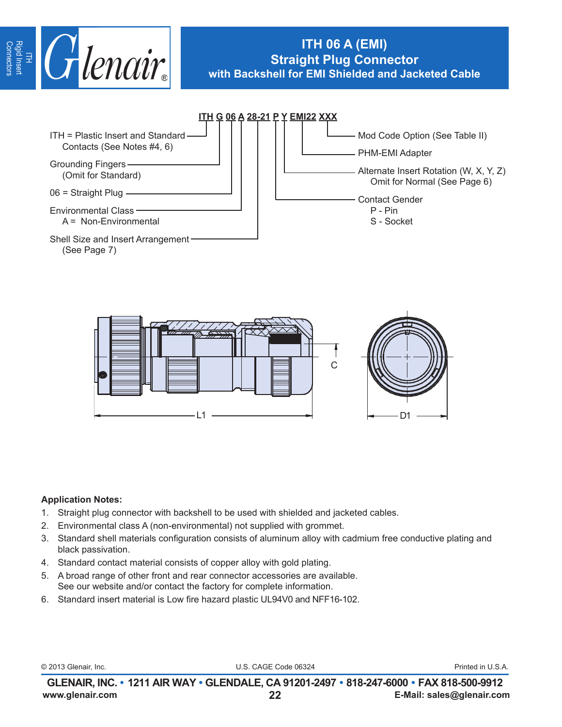# ITH 06 A (EMI)
## Straight Plug Connector
### with Backshell for EMI Shielded and Jacketed Cable

**ITH G 06 A 28-21 P Y EMI22 XXX**

- ITH = Plastic Insert and Standard Contacts (See Notes #4, 6)
- Grounding Fingers (Omit for Standard)
- 06 = Straight Plug
- Environmental Class
  A = Non-Environmental
- Shell Size and Insert Arrangement (See Page 7)
- Contact Gender
  P - Pin
  S - Socket
- Alternate Insert Rotation (W, X, Y, Z) Omit for Normal (See Page 6)
- PHM-EMI Adapter
- Mod Code Option (See Table II)

C

L1

D1

**Application Notes:**

1. Straight plug connector with backshell to be used with shielded and jacketed cables.
2. Environmental class A (non-environmental) not supplied with grommet.
3. Standard shell materials configuration consists of aluminum alloy with cadmium free conductive plating and black passivation.
4. Standard contact material consists of copper alloy with gold plating.
5. A broad range of other front and rear connector accessories are available. See our website and/or contact the factory for complete information.
6. Standard insert material is Low fire hazard plastic UL94V0 and NFF16-102.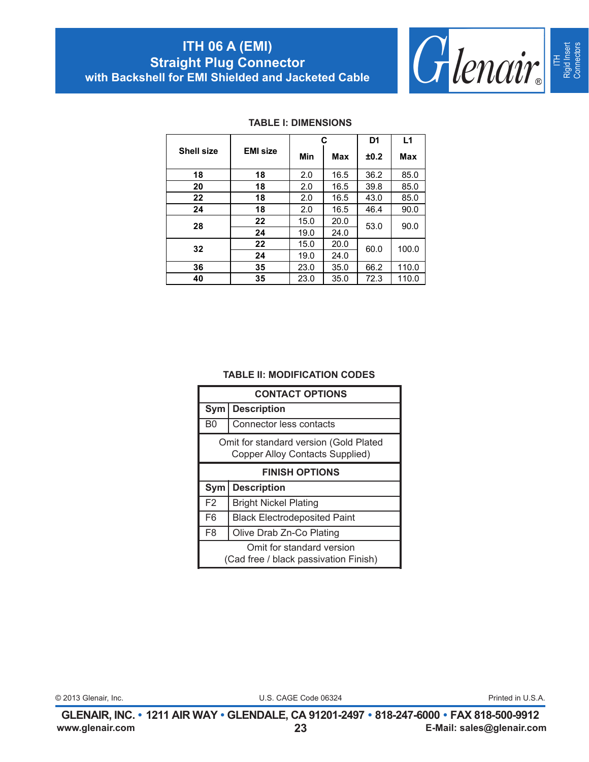# ITH 06 A (EMI)
## Straight Plug Connector
### with Backshell for EMI Shielded and Jacketed Cable

**TABLE I: DIMENSIONS**

| Shell size | EMI size | C | | D1 | L1 |
|---|---|---|---|---|---|
| | | Min | Max | ±0.2 | Max |
| **18** | **18** | 2.0 | 16.5 | 36.2 | 85.0 |
| **20** | **18** | 2.0 | 16.5 | 39.8 | 85.0 |
| **22** | **18** | 2.0 | 16.5 | 43.0 | 85.0 |
| **24** | **18** | 2.0 | 16.5 | 46.4 | 90.0 |
| **28** | **22** | 15.0 | 20.0 | 53.0 | 90.0 |
| | **24** | 19.0 | 24.0 | | |
| **32** | **22** | 15.0 | 20.0 | 60.0 | 100.0 |
| | **24** | 19.0 | 24.0 | | |
| **36** | **35** | 23.0 | 35.0 | 66.2 | 110.0 |
| **40** | **35** | 23.0 | 35.0 | 72.3 | 110.0 |

**TABLE II: MODIFICATION CODES**

| CONTACT OPTIONS | |
|---|---|
| **Sym** | **Description** |
| B0 | Connector less contacts |
| Omit for standard version (Gold Plated Copper Alloy Contacts Supplied) | |

| FINISH OPTIONS | |
|---|---|
| **Sym** | **Description** |
| F2 | Bright Nickel Plating |
| F6 | Black Electrodeposited Paint |
| F8 | Olive Drab Zn-Co Plating |
| Omit for standard version (Cad free / black passivation Finish) | |